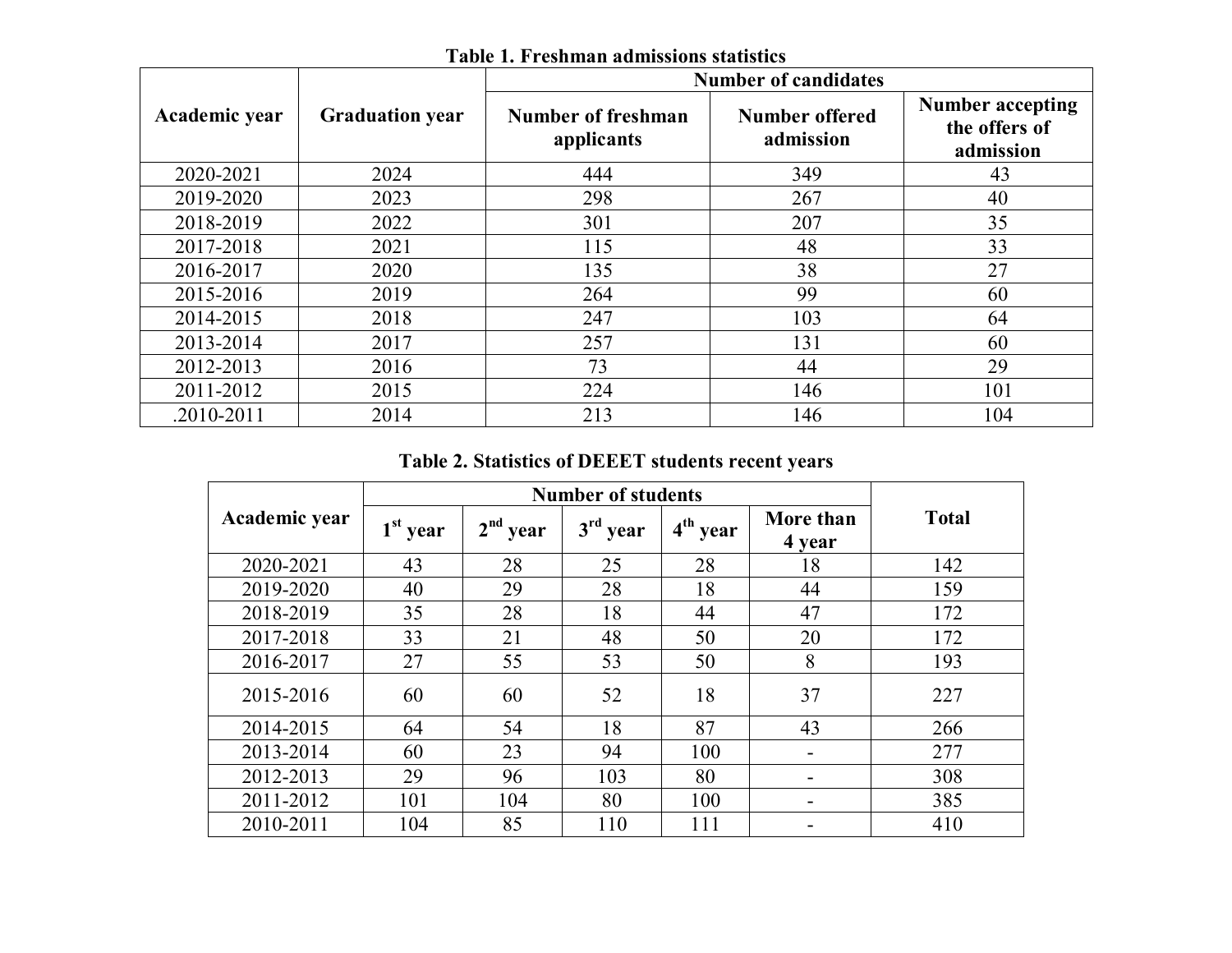**Table 1. Freshman admissions statistics**

| Academic year | Graduation year | Number of candidates | | |
|---|---|---|---|---|
| | | Number of freshman applicants | Number offered admission | Number accepting the offers of admission |
| 2020-2021 | 2024 | 444 | 349 | 43 |
| 2019-2020 | 2023 | 298 | 267 | 40 |
| 2018-2019 | 2022 | 301 | 207 | 35 |
| 2017-2018 | 2021 | 115 | 48 | 33 |
| 2016-2017 | 2020 | 135 | 38 | 27 |
| 2015-2016 | 2019 | 264 | 99 | 60 |
| 2014-2015 | 2018 | 247 | 103 | 64 |
| 2013-2014 | 2017 | 257 | 131 | 60 |
| 2012-2013 | 2016 | 73 | 44 | 29 |
| 2011-2012 | 2015 | 224 | 146 | 101 |
| .2010-2011 | 2014 | 213 | 146 | 104 |

**Table 2. Statistics of DEEET students recent years**

| Academic year | Number of students | | | | | Total |
|---|---|---|---|---|---|---|
| | 1st year | 2nd year | 3rd year | 4th year | More than 4 year | |
| 2020-2021 | 43 | 28 | 25 | 28 | 18 | 142 |
| 2019-2020 | 40 | 29 | 28 | 18 | 44 | 159 |
| 2018-2019 | 35 | 28 | 18 | 44 | 47 | 172 |
| 2017-2018 | 33 | 21 | 48 | 50 | 20 | 172 |
| 2016-2017 | 27 | 55 | 53 | 50 | 8 | 193 |
| 2015-2016 | 60 | 60 | 52 | 18 | 37 | 227 |
| 2014-2015 | 64 | 54 | 18 | 87 | 43 | 266 |
| 2013-2014 | 60 | 23 | 94 | 100 | - | 277 |
| 2012-2013 | 29 | 96 | 103 | 80 | - | 308 |
| 2011-2012 | 101 | 104 | 80 | 100 | - | 385 |
| 2010-2011 | 104 | 85 | 110 | 111 | - | 410 |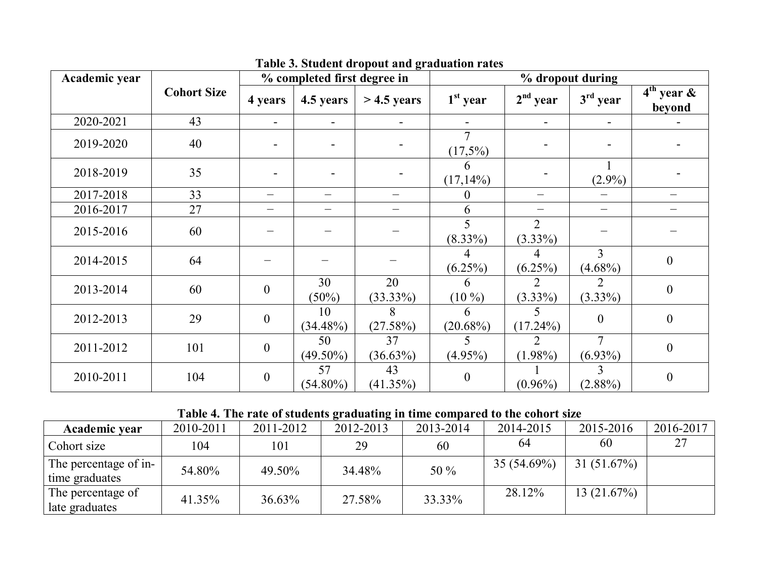**Table 3. Student dropout and graduation rates**

| Academic year | Cohort Size | % completed first degree in | | | % dropout during | | | |
|---|---|---|---|---|---|---|---|---|
| | | 4 years | 4.5 years | > 4.5 years | 1st year | 2nd year | 3rd year | 4th year & beyond |
| 2020-2021 | 43 | - | - | - | - | - | - | - |
| 2019-2020 | 40 | - | - | - | 7 (17,5%) | - | - | - |
| 2018-2019 | 35 | - | - | - | 6 (17,14%) | - | 1 (2.9%) | - |
| 2017-2018 | 33 | – | – | – | 0 | – | – | – |
| 2016-2017 | 27 | – | – | – | 6 | – | – | – |
| 2015-2016 | 60 | – | – | – | 5 (8.33%) | 2 (3.33%) | – | – |
| 2014-2015 | 64 | – | – | – | 4 (6.25%) | 4 (6.25%) | 3 (4.68%) | 0 |
| 2013-2014 | 60 | 0 | 30 (50%) | 20 (33.33%) | 6 (10 %) | 2 (3.33%) | 2 (3.33%) | 0 |
| 2012-2013 | 29 | 0 | 10 (34.48%) | 8 (27.58%) | 6 (20.68%) | 5 (17.24%) | 0 | 0 |
| 2011-2012 | 101 | 0 | 50 (49.50%) | 37 (36.63%) | 5 (4.95%) | 2 (1.98%) | 7 (6.93%) | 0 |
| 2010-2011 | 104 | 0 | 57 (54.80%) | 43 (41.35%) | 0 | 1 (0.96%) | 3 (2.88%) | 0 |

**Table 4. The rate of students graduating in time compared to the cohort size**

| Academic year | 2010-2011 | 2011-2012 | 2012-2013 | 2013-2014 | 2014-2015 | 2015-2016 | 2016-2017 |
|---|---|---|---|---|---|---|---|
| Cohort size | 104 | 101 | 29 | 60 | 64 | 60 | 27 |
| The percentage of in-time graduates | 54.80% | 49.50% | 34.48% | 50 % | 35 (54.69%) | 31 (51.67%) | |
| The percentage of late graduates | 41.35% | 36.63% | 27.58% | 33.33% | 28.12% | 13 (21.67%) | |